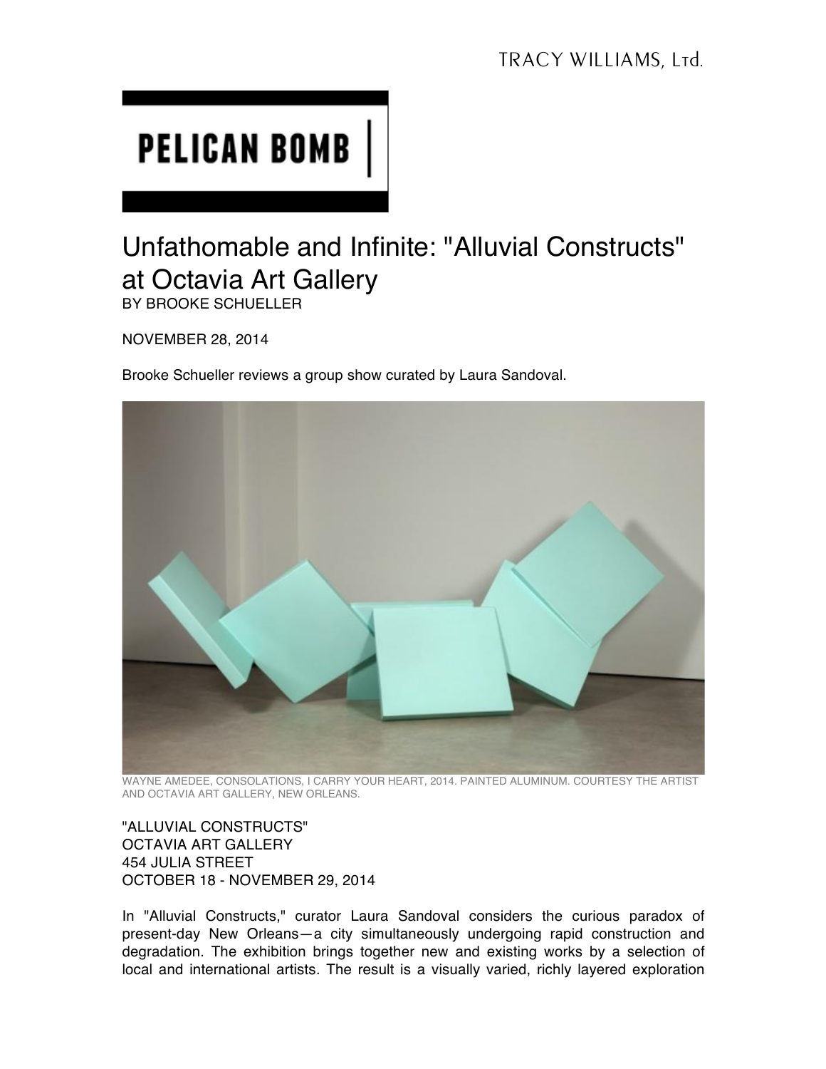TRACY WILLIAMS, Ltd.

PELICAN BOMB

# Unfathomable and Infinite: "Alluvial Constructs" at Octavia Art Gallery

BY BROOKE SCHUELLER

NOVEMBER 28, 2014

Brooke Schueller reviews a group show curated by Laura Sandoval.

WAYNE AMEDEE, CONSOLATIONS, I CARRY YOUR HEART, 2014. PAINTED ALUMINUM. COURTESY THE ARTIST AND OCTAVIA ART GALLERY, NEW ORLEANS.

"ALLUVIAL CONSTRUCTS"
OCTAVIA ART GALLERY
454 JULIA STREET
OCTOBER 18 - NOVEMBER 29, 2014

In "Alluvial Constructs," curator Laura Sandoval considers the curious paradox of present-day New Orleans—a city simultaneously undergoing rapid construction and degradation. The exhibition brings together new and existing works by a selection of local and international artists. The result is a visually varied, richly layered exploration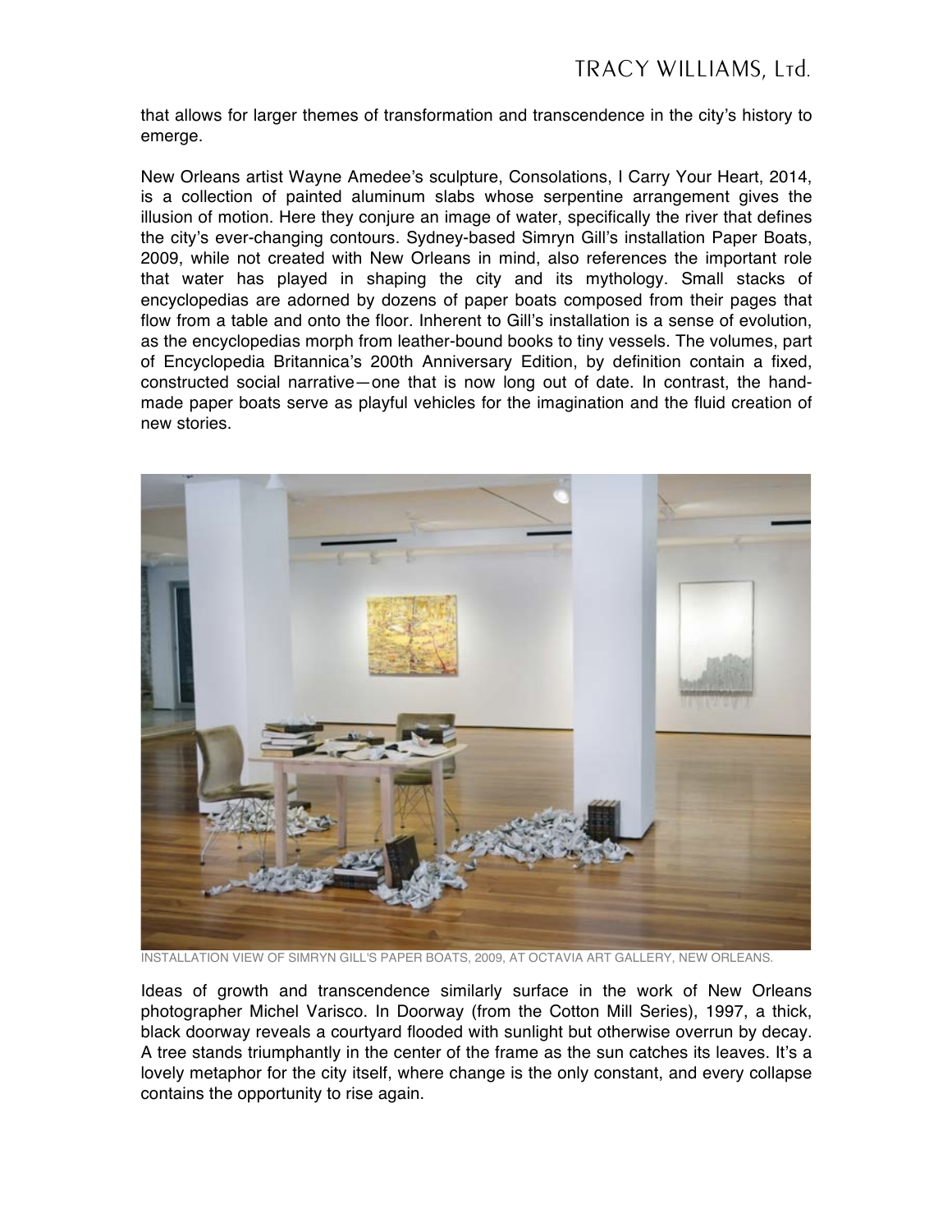that allows for larger themes of transformation and transcendence in the city's history to emerge.

New Orleans artist Wayne Amedee's sculpture, Consolations, I Carry Your Heart, 2014, is a collection of painted aluminum slabs whose serpentine arrangement gives the illusion of motion. Here they conjure an image of water, specifically the river that defines the city's ever-changing contours. Sydney-based Simryn Gill's installation Paper Boats, 2009, while not created with New Orleans in mind, also references the important role that water has played in shaping the city and its mythology. Small stacks of encyclopedias are adorned by dozens of paper boats composed from their pages that flow from a table and onto the floor. Inherent to Gill's installation is a sense of evolution, as the encyclopedias morph from leather-bound books to tiny vessels. The volumes, part of Encyclopedia Britannica's 200th Anniversary Edition, by definition contain a fixed, constructed social narrative—one that is now long out of date. In contrast, the hand-made paper boats serve as playful vehicles for the imagination and the fluid creation of new stories.

INSTALLATION VIEW OF SIMRYN GILL'S PAPER BOATS, 2009, AT OCTAVIA ART GALLERY, NEW ORLEANS.

Ideas of growth and transcendence similarly surface in the work of New Orleans photographer Michel Varisco. In Doorway (from the Cotton Mill Series), 1997, a thick, black doorway reveals a courtyard flooded with sunlight but otherwise overrun by decay. A tree stands triumphantly in the center of the frame as the sun catches its leaves. It's a lovely metaphor for the city itself, where change is the only constant, and every collapse contains the opportunity to rise again.